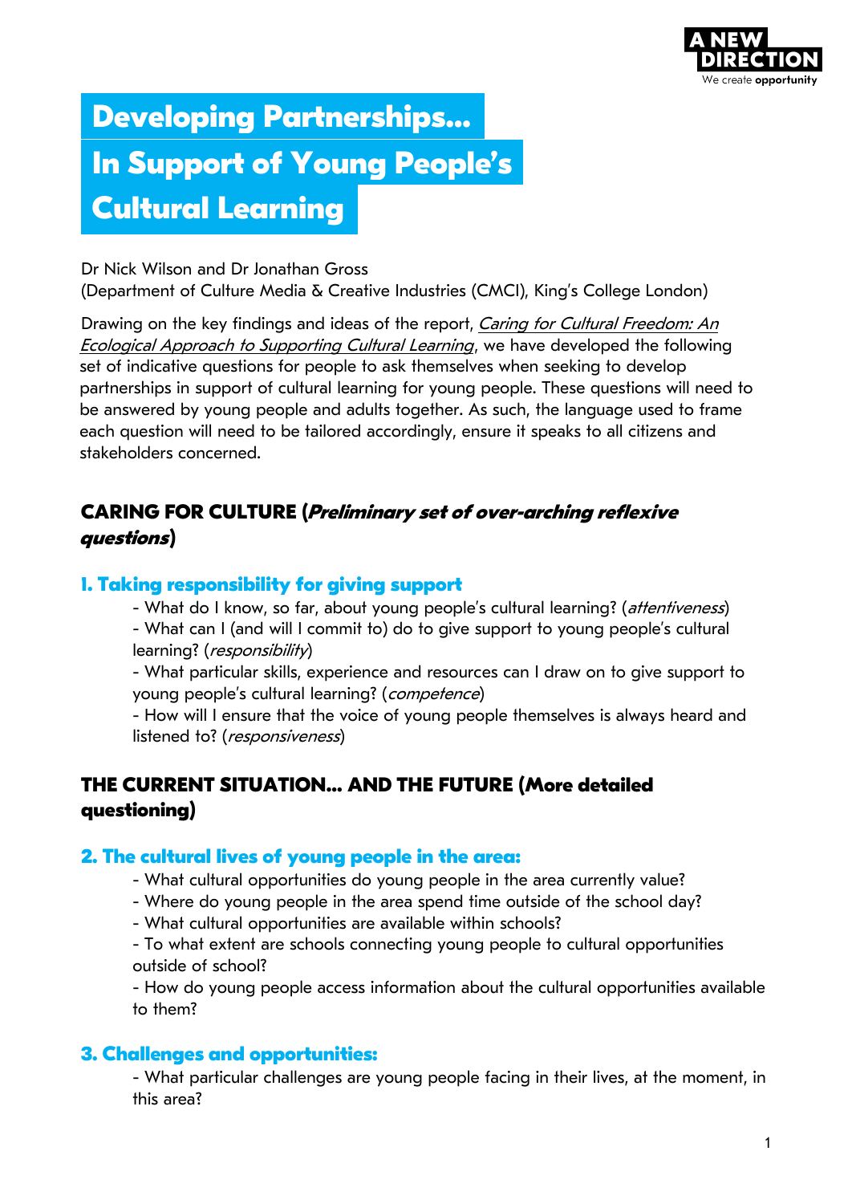# Developing Partnerships… In Support of Young People's Cultural Learning

Dr Nick Wilson and Dr Jonathan Gross
(Department of Culture Media & Creative Industries (CMCI), King's College London)

Drawing on the key findings and ideas of the report, *Caring for Cultural Freedom: An Ecological Approach to Supporting Cultural Learning*, we have developed the following set of indicative questions for people to ask themselves when seeking to develop partnerships in support of cultural learning for young people. These questions will need to be answered by young people and adults together. As such, the language used to frame each question will need to be tailored accordingly, ensure it speaks to all citizens and stakeholders concerned.

## CARING FOR CULTURE (*Preliminary set of over-arching reflexive questions*)

### 1. Taking responsibility for giving support

- What do I know, so far, about young people's cultural learning? (*attentiveness*)
- What can I (and will I commit to) do to give support to young people's cultural learning? (*responsibility*)
- What particular skills, experience and resources can I draw on to give support to young people's cultural learning? (*competence*)
- How will I ensure that the voice of young people themselves is always heard and listened to? (*responsiveness*)

## THE CURRENT SITUATION… AND THE FUTURE (More detailed questioning)

### 2. The cultural lives of young people in the area:

- What cultural opportunities do young people in the area currently value?
- Where do young people in the area spend time outside of the school day?
- What cultural opportunities are available within schools?
- To what extent are schools connecting young people to cultural opportunities outside of school?
- How do young people access information about the cultural opportunities available to them?

### 3. Challenges and opportunities:

- What particular challenges are young people facing in their lives, at the moment, in this area?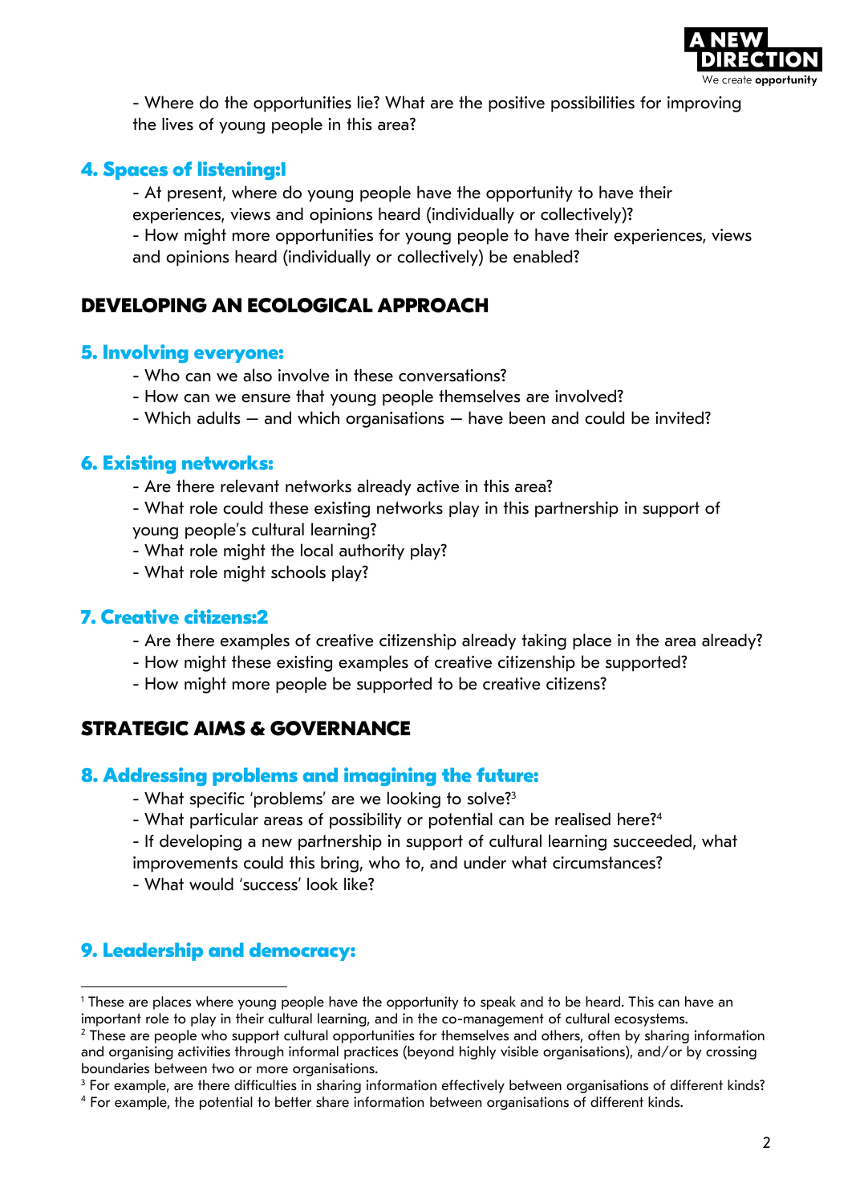- Where do the opportunities lie? What are the positive possibilities for improving the lives of young people in this area?

### 4. Spaces of listening:[1]

- At present, where do young people have the opportunity to have their experiences, views and opinions heard (individually or collectively)?
- How might more opportunities for young people to have their experiences, views and opinions heard (individually or collectively) be enabled?

## DEVELOPING AN ECOLOGICAL APPROACH

### 5. Involving everyone:

- Who can we also involve in these conversations?
- How can we ensure that young people themselves are involved?
- Which adults — and which organisations — have been and could be invited?

### 6. Existing networks:

- Are there relevant networks already active in this area?
- What role could these existing networks play in this partnership in support of young people's cultural learning?
- What role might the local authority play?
- What role might schools play?

### 7. Creative citizens:[2]

- Are there examples of creative citizenship already taking place in the area already?
- How might these existing examples of creative citizenship be supported?
- How might more people be supported to be creative citizens?

## STRATEGIC AIMS & GOVERNANCE

### 8. Addressing problems and imagining the future:

- What specific 'problems' are we looking to solve?[3]
- What particular areas of possibility or potential can be realised here?[4]
- If developing a new partnership in support of cultural learning succeeded, what improvements could this bring, who to, and under what circumstances?
- What would 'success' look like?

### 9. Leadership and democracy:

---

[1] These are places where young people have the opportunity to speak and to be heard. This can have an important role to play in their cultural learning, and in the co-management of cultural ecosystems.

[2] These are people who support cultural opportunities for themselves and others, often by sharing information and organising activities through informal practices (beyond highly visible organisations), and/or by crossing boundaries between two or more organisations.

[3] For example, are there difficulties in sharing information effectively between organisations of different kinds?

[4] For example, the potential to better share information between organisations of different kinds.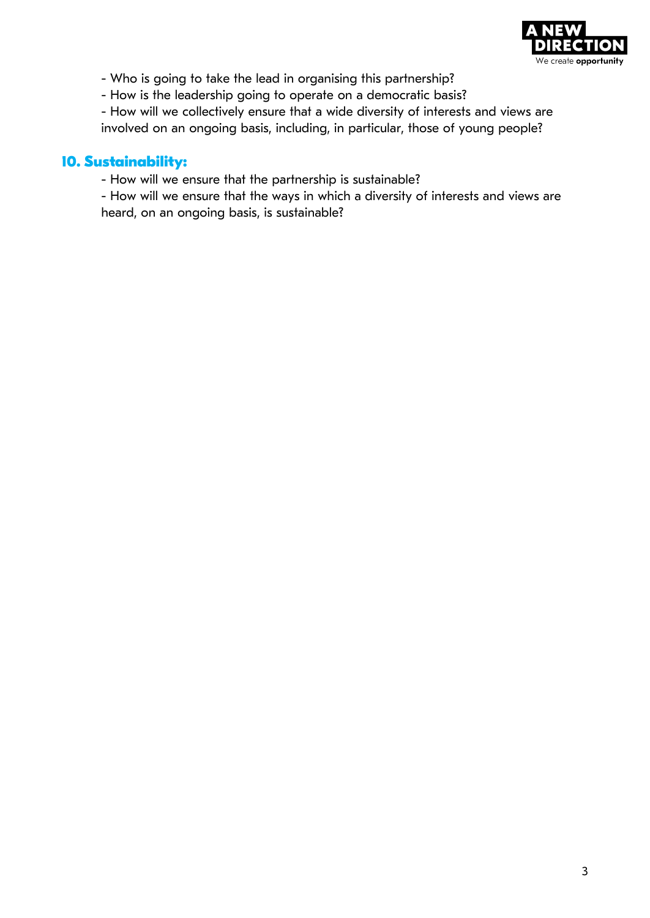- Who is going to take the lead in organising this partnership?
- How is the leadership going to operate on a democratic basis?
- How will we collectively ensure that a wide diversity of interests and views are involved on an ongoing basis, including, in particular, those of young people?

## 10. Sustainability:

- How will we ensure that the partnership is sustainable?
- How will we ensure that the ways in which a diversity of interests and views are heard, on an ongoing basis, is sustainable?